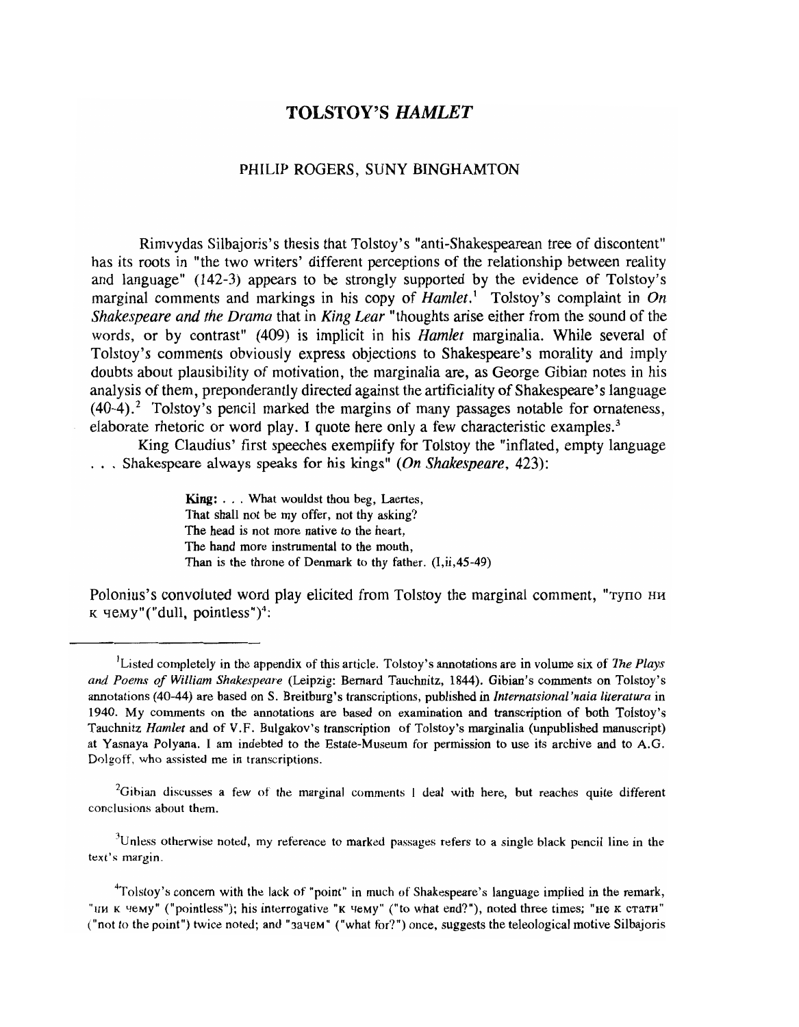# TOLSTOY'S *HAMLET*

PHILIP ROGERS, SUNY BINGHAMTON

Rimvydas Silbajoris's thesis that Tolstoy's "anti-Shakespearean tree of discontent" has its roots in "the two writers' different perceptions of the relationship between reality and language" (142-3) appears to be strongly supported by the evidence of Tolstoy's marginal comments and markings in his copy of *Hamlet*.[1] Tolstoy's complaint in *On Shakespeare and the Drama* that in *King Lear* "thoughts arise either from the sound of the words, or by contrast" (409) is implicit in his *Hamlet* marginalia. While several of Tolstoy's comments obviously express objections to Shakespeare's morality and imply doubts about plausibility of motivation, the marginalia are, as George Gibian notes in his analysis of them, preponderantly directed against the artificiality of Shakespeare's language (40-4).[2] Tolstoy's pencil marked the margins of many passages notable for ornateness, elaborate rhetoric or word play. I quote here only a few characteristic examples.[3]

King Claudius' first speeches exemplify for Tolstoy the "inflated, empty language . . . Shakespeare always speaks for his kings" (*On Shakespeare*, 423):

> **King:** . . . What wouldst thou beg, Laertes,
> That shall not be my offer, not thy asking?
> The head is not more native to the heart,
> The hand more instrumental to the mouth,
> Than is the throne of Denmark to thy father. (I,ii,45-49)

Polonius's convoluted word play elicited from Tolstoy the marginal comment, "тупо ни к чему"("dull, pointless")[4]:

---

[1]Listed completely in the appendix of this article. Tolstoy's annotations are in volume six of *The Plays and Poems of William Shakespeare* (Leipzig: Bernard Tauchnitz, 1844). Gibian's comments on Tolstoy's annotations (40-44) are based on S. Breitburg's transcriptions, published in *Internatsional'naia literatura* in 1940. My comments on the annotations are based on examination and transcription of both Tolstoy's Tauchnitz *Hamlet* and of V.F. Bulgakov's transcription of Tolstoy's marginalia (unpublished manuscript) at Yasnaya Polyana. I am indebted to the Estate-Museum for permission to use its archive and to A.G. Dolgoff, who assisted me in transcriptions.

[2]Gibian discusses a few of the marginal comments I deal with here, but reaches quite different conclusions about them.

[3]Unless otherwise noted, my reference to marked passages refers to a single black pencil line in the text's margin.

[4]Tolstoy's concern with the lack of "point" in much of Shakespeare's language implied in the remark, "ни к чему" ("pointless"); his interrogative "к чему" ("to what end?"), noted three times; "не к стати" ("not to the point") twice noted; and "зачем" ("what for?") once, suggests the teleological motive Silbajoris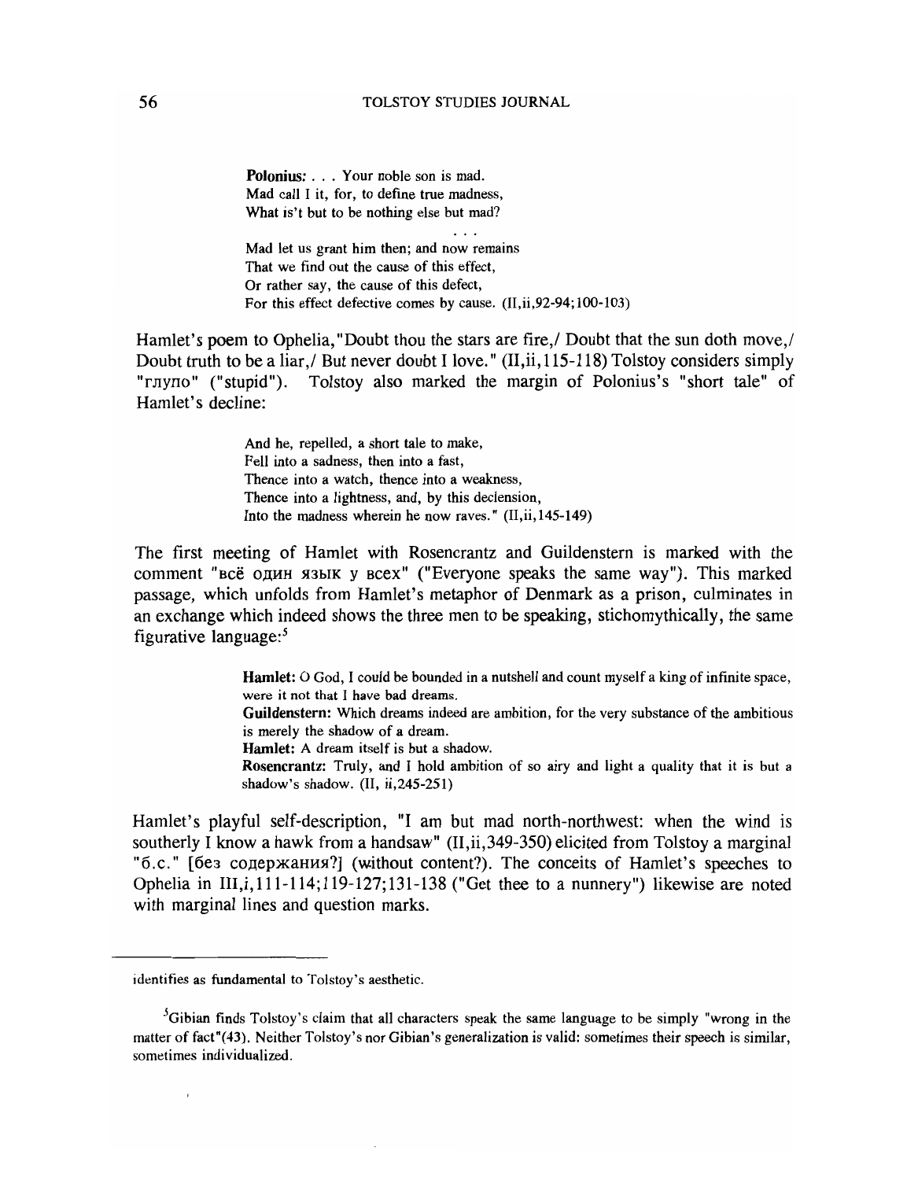> **Polonius:** . . . Your noble son is mad.
> Mad call I it, for, to define true madness,
> What is't but to be nothing else but mad?
>
> . . .
>
> Mad let us grant him then; and now remains
> That we find out the cause of this effect,
> Or rather say, the cause of this defect,
> For this effect defective comes by cause. (II,ii,92-94;100-103)

Hamlet's poem to Ophelia, "Doubt thou the stars are fire,/ Doubt that the sun doth move,/ Doubt truth to be a liar,/ But never doubt I love." (II,ii,115-118) Tolstoy considers simply "глупо" ("stupid"). Tolstoy also marked the margin of Polonius's "short tale" of Hamlet's decline:

> And he, repelled, a short tale to make,
> Fell into a sadness, then into a fast,
> Thence into a watch, thence into a weakness,
> Thence into a lightness, and, by this declension,
> Into the madness wherein he now raves." (II,ii,145-149)

The first meeting of Hamlet with Rosencrantz and Guildenstern is marked with the comment "всё один язык у всех" ("Everyone speaks the same way"). This marked passage, which unfolds from Hamlet's metaphor of Denmark as a prison, culminates in an exchange which indeed shows the three men to be speaking, stichomythically, the same figurative language:[5]

> **Hamlet:** O God, I could be bounded in a nutshell and count myself a king of infinite space, were it not that I have bad dreams.
> **Guildenstern:** Which dreams indeed are ambition, for the very substance of the ambitious is merely the shadow of a dream.
> **Hamlet:** A dream itself is but a shadow.
> **Rosencrantz:** Truly, and I hold ambition of so airy and light a quality that it is but a shadow's shadow. (II, ii,245-251)

Hamlet's playful self-description, "I am but mad north-northwest: when the wind is southerly I know a hawk from a handsaw" (II,ii,349-350) elicited from Tolstoy a marginal "б.с." [без содержания?] (without content?). The conceits of Hamlet's speeches to Ophelia in III,i,111-114;119-127;131-138 ("Get thee to a nunnery") likewise are noted with marginal lines and question marks.

---

identifies as fundamental to Tolstoy's aesthetic.

[5]Gibian finds Tolstoy's claim that all characters speak the same language to be simply "wrong in the matter of fact"(43). Neither Tolstoy's nor Gibian's generalization is valid: sometimes their speech is similar, sometimes individualized.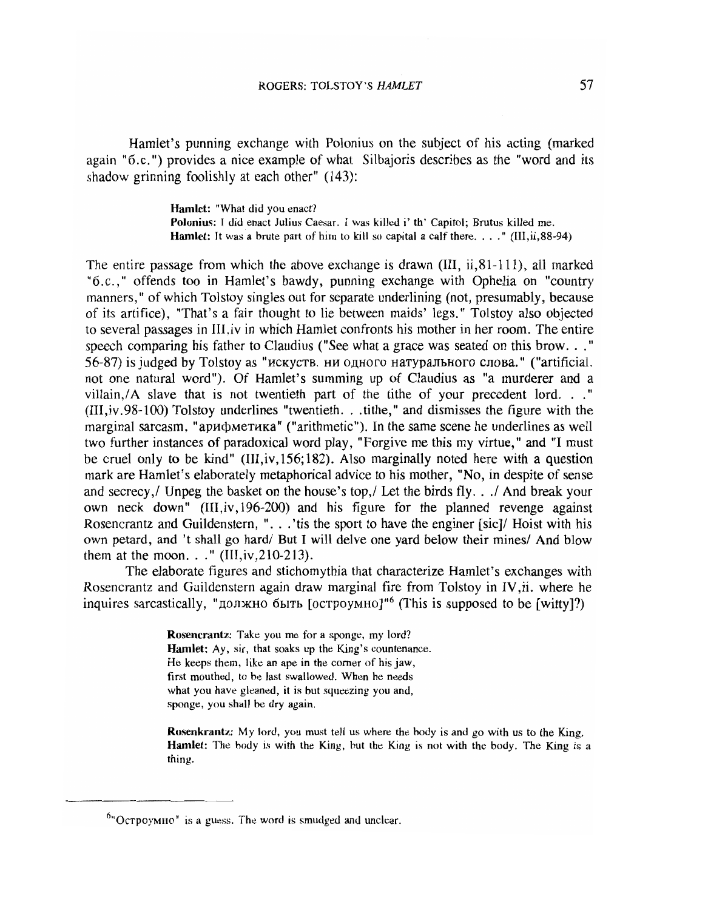Hamlet's punning exchange with Polonius on the subject of his acting (marked again "б.с.") provides a nice example of what Silbajoris describes as the "word and its shadow grinning foolishly at each other" (143):

> **Hamlet:** "What did you enact?
> **Polonius:** I did enact Julius Caesar. I was killed i' th' Capitol; Brutus killed me.
> **Hamlet:** It was a brute part of him to kill so capital a calf there. . . ." (III,ii,88-94)

The entire passage from which the above exchange is drawn (III, ii,81-111), all marked "б.с.," offends too in Hamlet's bawdy, punning exchange with Ophelia on "country manners," of which Tolstoy singles out for separate underlining (not, presumably, because of its artifice), "That's a fair thought to lie between maids' legs." Tolstoy also objected to several passages in III,iv in which Hamlet confronts his mother in her room. The entire speech comparing his father to Claudius ("See what a grace was seated on this brow. . ." 56-87) is judged by Tolstoy as "искуств. ни одного натурального слова." ("artificial. not one natural word"). Of Hamlet's summing up of Claudius as "a murderer and a villain,/A slave that is not twentieth part of the tithe of your precedent lord. . ." (III,iv.98-100) Tolstoy underlines "twentieth. . .tithe," and dismisses the figure with the marginal sarcasm, "арифметика" ("arithmetic"). In the same scene he underlines as well two further instances of paradoxical word play, "Forgive me this my virtue," and "I must be cruel only to be kind" (III,iv,156;182). Also marginally noted here with a question mark are Hamlet's elaborately metaphorical advice to his mother, "No, in despite of sense and secrecy,/ Unpeg the basket on the house's top,/ Let the birds fly. . ./ And break your own neck down" (III,iv,196-200) and his figure for the planned revenge against Rosencrantz and Guildenstern, ". . .'tis the sport to have the enginer [sic]/ Hoist with his own petard, and 't shall go hard/ But I will delve one yard below their mines/ And blow them at the moon. . ." (III,iv,210-213).

The elaborate figures and stichomythia that characterize Hamlet's exchanges with Rosencrantz and Guildenstern again draw marginal fire from Tolstoy in IV,ii. where he inquires sarcastically, "должно быть [остроумно]"[6] (This is supposed to be [witty]?)

> **Rosencrantz:** Take you me for a sponge, my lord?
> **Hamlet:** Ay, sir, that soaks up the King's countenance.
> He keeps them, like an ape in the corner of his jaw,
> first mouthed, to be last swallowed. When he needs
> what you have gleaned, it is but squeezing you and,
> sponge, you shall be dry again.
>
> **Rosenkrantz:** My lord, you must tell us where the body is and go with us to the King.
> **Hamlet:** The body is with the King, but the King is not with the body. The King is a thing.

---

[6]"Остроумно" is a guess. The word is smudged and unclear.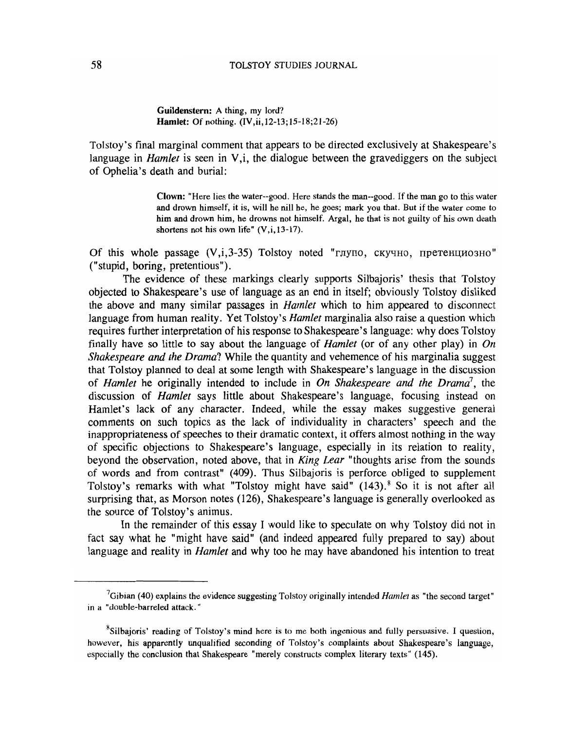> **Guildenstern:** A thing, my lord?
> **Hamlet:** Of nothing. (IV,ii,12-13;15-18;21-26)

Tolstoy's final marginal comment that appears to be directed exclusively at Shakespeare's language in *Hamlet* is seen in V,i, the dialogue between the gravediggers on the subject of Ophelia's death and burial:

> **Clown:** "Here lies the water--good. Here stands the man--good. If the man go to this water and drown himself, it is, will he nill he, he goes; mark you that. But if the water come to him and drown him, he drowns not himself. Argal, he that is not guilty of his own death shortens not his own life" (V,i,13-17).

Of this whole passage (V,i,3-35) Tolstoy noted "глупо, скучно, претенциозно" ("stupid, boring, pretentious").

The evidence of these markings clearly supports Silbajoris' thesis that Tolstoy objected to Shakespeare's use of language as an end in itself; obviously Tolstoy disliked the above and many similar passages in *Hamlet* which to him appeared to disconnect language from human reality. Yet Tolstoy's *Hamlet* marginalia also raise a question which requires further interpretation of his response to Shakespeare's language: why does Tolstoy finally have so little to say about the language of *Hamlet* (or of any other play) in *On Shakespeare and the Drama*? While the quantity and vehemence of his marginalia suggest that Tolstoy planned to deal at some length with Shakespeare's language in the discussion of *Hamlet* he originally intended to include in *On Shakespeare and the Drama*[7], the discussion of *Hamlet* says little about Shakespeare's language, focusing instead on Hamlet's lack of any character. Indeed, while the essay makes suggestive general comments on such topics as the lack of individuality in characters' speech and the inappropriateness of speeches to their dramatic context, it offers almost nothing in the way of specific objections to Shakespeare's language, especially in its relation to reality, beyond the observation, noted above, that in *King Lear* "thoughts arise from the sounds of words and from contrast" (409). Thus Silbajoris is perforce obliged to supplement Tolstoy's remarks with what "Tolstoy might have said" (143).[8] So it is not after all surprising that, as Morson notes (126), Shakespeare's language is generally overlooked as the source of Tolstoy's animus.

In the remainder of this essay I would like to speculate on why Tolstoy did not in fact say what he "might have said" (and indeed appeared fully prepared to say) about language and reality in *Hamlet* and why too he may have abandoned his intention to treat

---

[7]Gibian (40) explains the evidence suggesting Tolstoy originally intended *Hamlet* as "the second target" in a "double-barreled attack."

[8]Silbajoris' reading of Tolstoy's mind here is to me both ingenious and fully persuasive. I question, however, his apparently unqualified seconding of Tolstoy's complaints about Shakespeare's language, especially the conclusion that Shakespeare "merely constructs complex literary texts" (145).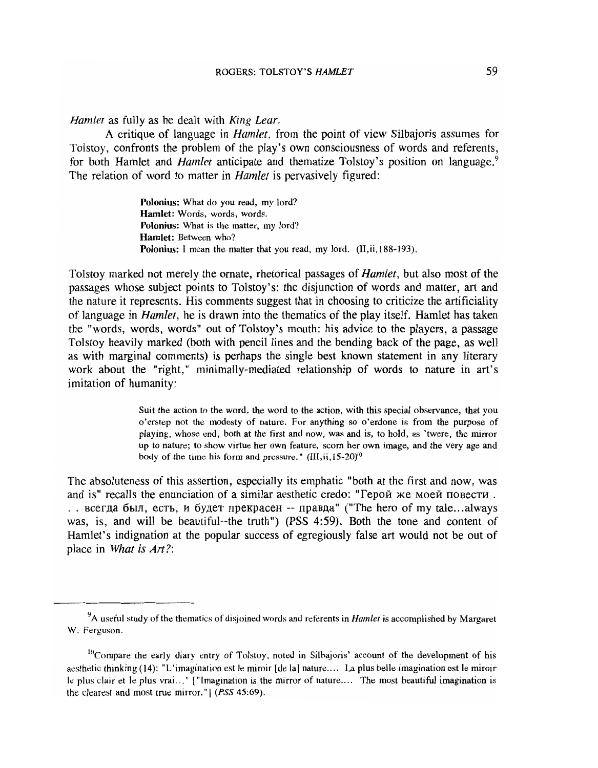*Hamlet* as fully as he dealt with *King Lear*.

A critique of language in *Hamlet*, from the point of view Silbajoris assumes for Tolstoy, confronts the problem of the play's own consciousness of words and referents, for both Hamlet and *Hamlet* anticipate and thematize Tolstoy's position on language.[9] The relation of word to matter in *Hamlet* is pervasively figured:

> **Polonius:** What do you read, my lord?
> **Hamlet:** Words, words, words.
> **Polonius:** What is the matter, my lord?
> **Hamlet:** Between who?
> **Polonius:** I mean the matter that you read, my lord. (II,ii,188-193).

Tolstoy marked not merely the ornate, rhetorical passages of *Hamlet*, but also most of the passages whose subject points to Tolstoy's: the disjunction of words and matter, art and the nature it represents. His comments suggest that in choosing to criticize the artificiality of language in *Hamlet*, he is drawn into the thematics of the play itself. Hamlet has taken the "words, words, words" out of Tolstoy's mouth: his advice to the players, a passage Tolstoy heavily marked (both with pencil lines and the bending back of the page, as well as with marginal comments) is perhaps the single best known statement in any literary work about the "right," minimally-mediated relationship of words to nature in art's imitation of humanity:

> Suit the action to the word, the word to the action, with this special observance, that you o'erstep not the modesty of nature. For anything so o'erdone is from the purpose of playing, whose end, both at the first and now, was and is, to hold, as 'twere, the mirror up to nature; to show virtue her own feature, scorn her own image, and the very age and body of the time his form and pressure." (III,ii,15-20)[10]

The absoluteness of this assertion, especially its emphatic "both at the first and now, was and is" recalls the enunciation of a similar aesthetic credo: "Герой же моей повести . . . всегда был, есть, и будет прекрасен -- правда" ("The hero of my tale...always was, is, and will be beautiful--the truth") (PSS 4:59). Both the tone and content of Hamlet's indignation at the popular success of egregiously false art would not be out of place in *What is Art?*:

---

[9] A useful study of the thematics of disjoined words and referents in *Hamlet* is accomplished by Margaret W. Ferguson.

[10] Compare the early diary entry of Tolstoy, noted in Silbajoris' account of the development of his aesthetic thinking (14): "L'imagination est le miroir [de la] nature.... La plus belle imagination est le miroir le plus clair et le plus vrai..." ["Imagination is the mirror of nature.... The most beautiful imagination is the clearest and most true mirror."] (*PSS* 45:69).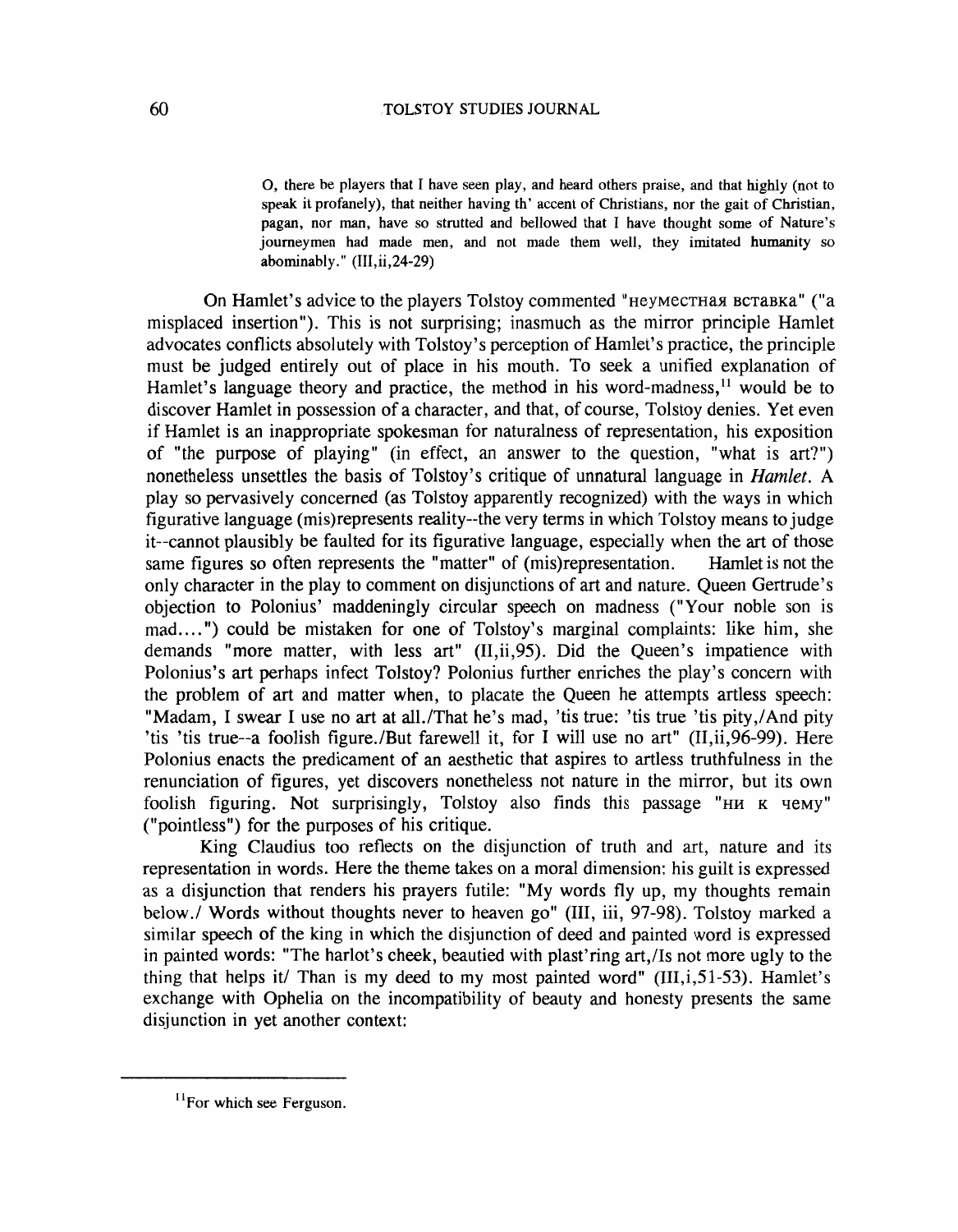> O, there be players that I have seen play, and heard others praise, and that highly (not to speak it profanely), that neither having th' accent of Christians, nor the gait of Christian, pagan, nor man, have so strutted and bellowed that I have thought some of Nature's journeymen had made men, and not made them well, they imitated **humanity** so abominably." (III,ii,24-29)

On Hamlet's advice to the players Tolstoy commented "неуместная вставка" ("a misplaced insertion"). This is not surprising; inasmuch as the mirror principle Hamlet advocates conflicts absolutely with Tolstoy's perception of Hamlet's practice, the principle must be judged entirely out of place in his mouth. To seek a unified explanation of Hamlet's language theory and practice, the method in his word-madness,[11] would be to discover Hamlet in possession of a character, and that, of course, Tolstoy denies. Yet even if Hamlet is an inappropriate spokesman for naturalness of representation, his exposition of "the purpose of playing" (in effect, an answer to the question, "what is art?") nonetheless unsettles the basis of Tolstoy's critique of unnatural language in *Hamlet*. A play so pervasively concerned (as Tolstoy apparently recognized) with the ways in which figurative language (mis)represents reality--the very terms in which Tolstoy means to judge it--cannot plausibly be faulted for its figurative language, especially when the art of those same figures so often represents the "matter" of (mis)representation. Hamlet is not the only character in the play to comment on disjunctions of art and nature. Queen Gertrude's objection to Polonius' maddeningly circular speech on madness ("Your noble son is mad....") could be mistaken for one of Tolstoy's marginal complaints: like him, she demands "more matter, with less art" (II,ii,95). Did the Queen's impatience with Polonius's art perhaps infect Tolstoy? Polonius further enriches the play's concern with the problem of art and matter when, to placate the Queen he attempts artless speech: "Madam, I swear I use no art at all./That he's mad, 'tis true: 'tis true 'tis pity,/And pity 'tis 'tis true--a foolish figure./But farewell it, for I will use no art" (II,ii,96-99). Here Polonius enacts the predicament of an aesthetic that aspires to artless truthfulness in the renunciation of figures, yet discovers nonetheless not nature in the mirror, but its own foolish figuring. Not surprisingly, Tolstoy also finds this passage "ни к чему" ("pointless") for the purposes of his critique.

King Claudius too reflects on the disjunction of truth and art, nature and its representation in words. Here the theme takes on a moral dimension: his guilt is expressed as a disjunction that renders his prayers futile: "My words fly up, my thoughts remain below./ Words without thoughts never to heaven go" (III, iii, 97-98). Tolstoy marked a similar speech of the king in which the disjunction of deed and painted word is expressed in painted words: "The harlot's cheek, beautied with plast'ring art,/Is not more ugly to the thing that helps it/ Than is my deed to my most painted word" (III,i,51-53). Hamlet's exchange with Ophelia on the incompatibility of beauty and honesty presents the same disjunction in yet another context:

---

[11] For which see Ferguson.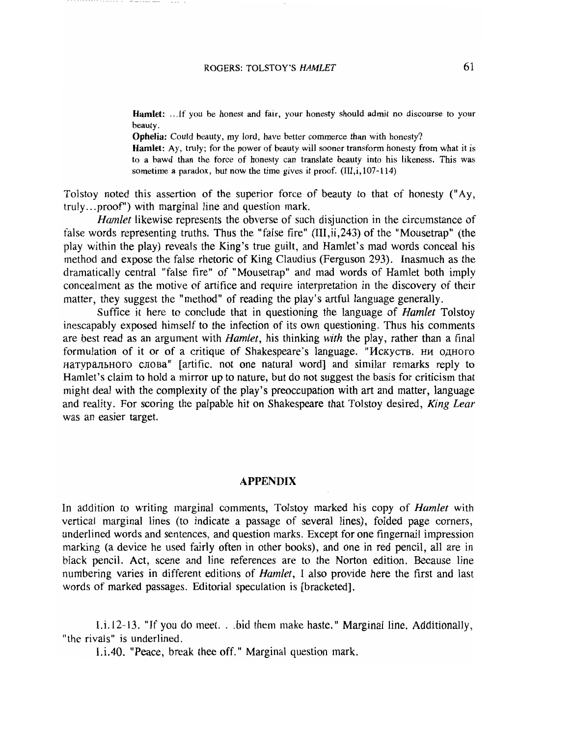> **Hamlet:** ...If you be honest and fair, your honesty should admit no discourse to your beauty.
> **Ophelia:** Could beauty, my lord, have better commerce than with honesty?
> **Hamlet:** Ay, truly; for the power of beauty will sooner transform honesty from what it is to a bawd than the force of honesty can translate beauty into his likeness. This was sometime a paradox, but now the time gives it proof. (III,i,107-114)

Tolstoy noted this assertion of the superior force of beauty to that of honesty ("Ay, truly...proof") with marginal line and question mark.

*Hamlet* likewise represents the obverse of such disjunction in the circumstance of false words representing truths. Thus the "false fire" (III,ii,243) of the "Mousetrap" (the play within the play) reveals the King's true guilt, and Hamlet's mad words conceal his method and expose the false rhetoric of King Claudius (Ferguson 293). Inasmuch as the dramatically central "false fire" of "Mousetrap" and mad words of Hamlet both imply concealment as the motive of artifice and require interpretation in the discovery of their matter, they suggest the "method" of reading the play's artful language generally.

Suffice it here to conclude that in questioning the language of *Hamlet* Tolstoy inescapably exposed himself to the infection of its own questioning. Thus his comments are best read as an argument with *Hamlet*, his thinking *with* the play, rather than a final formulation of it or of a critique of Shakespeare's language. "Искуств. ни одного натурального слова" [artific. not one natural word] and similar remarks reply to Hamlet's claim to hold a mirror up to nature, but do not suggest the basis for criticism that might deal with the complexity of the play's preoccupation with art and matter, language and reality. For scoring the palpable hit on Shakespeare that Tolstoy desired, *King Lear* was an easier target.

## APPENDIX

In addition to writing marginal comments, Tolstoy marked his copy of *Hamlet* with vertical marginal lines (to indicate a passage of several lines), folded page corners, underlined words and sentences, and question marks. Except for one fingernail impression marking (a device he used fairly often in other books), and one in red pencil, all are in black pencil. Act, scene and line references are to the Norton edition. Because line numbering varies in different editions of *Hamlet*, I also provide here the first and last words of marked passages. Editorial speculation is [bracketed].

I.i.12-13. "If you do meet. . .bid them make haste." Marginal line. Additionally, "the rivals" is underlined.

I.i.40. "Peace, break thee off." Marginal question mark.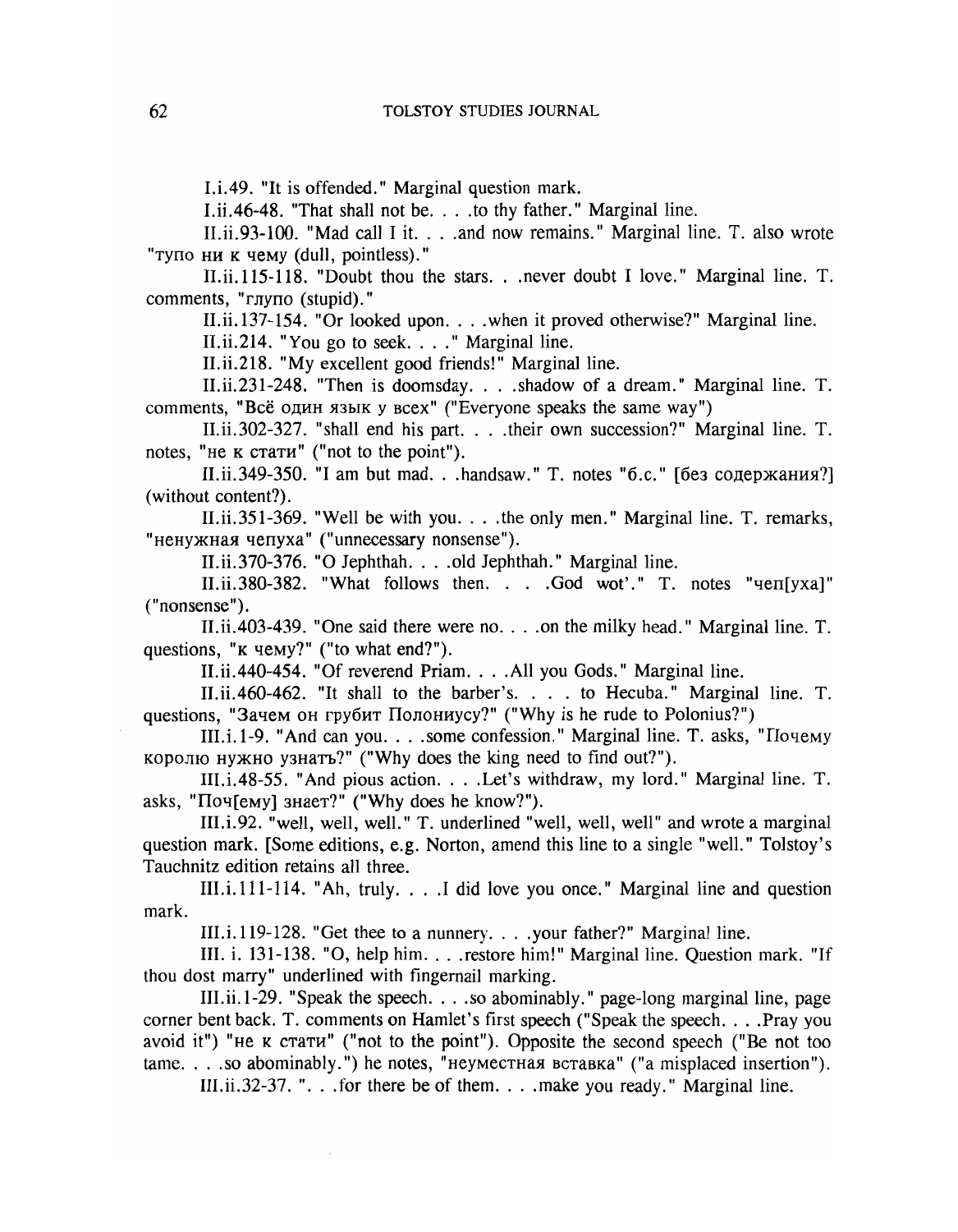I.i.49. "It is offended." Marginal question mark.

I.ii.46-48. "That shall not be. . . .to thy father." Marginal line.

II.ii.93-100. "Mad call I it. . . .and now remains." Marginal line. T. also wrote "тупо ни к чему (dull, pointless)."

II.ii.115-118. "Doubt thou the stars. . .never doubt I love." Marginal line. T. comments, "глупо (stupid)."

II.ii.137-154. "Or looked upon. . . .when it proved otherwise?" Marginal line.

II.ii.214. "You go to seek. . . ." Marginal line.

II.ii.218. "My excellent good friends!" Marginal line.

II.ii.231-248. "Then is doomsday. . . .shadow of a dream." Marginal line. T. comments, "Всё один язык у всех" ("Everyone speaks the same way")

II.ii.302-327. "shall end his part. . . .their own succession?" Marginal line. T. notes, "не к стати" ("not to the point").

II.ii.349-350. "I am but mad. . .handsaw." T. notes "б.с." [без содержания?] (without content?).

II.ii.351-369. "Well be with you. . . .the only men." Marginal line. T. remarks, "ненужная чепуха" ("unnecessary nonsense").

II.ii.370-376. "O Jephthah. . . .old Jephthah." Marginal line.

II.ii.380-382. "What follows then. . . .God wot'." T. notes "чеп[уха]" ("nonsense").

II.ii.403-439. "One said there were no. . . .on the milky head." Marginal line. T. questions, "к чему?" ("to what end?").

II.ii.440-454. "Of reverend Priam. . . .All you Gods." Marginal line.

II.ii.460-462. "It shall to the barber's. . . . to Hecuba." Marginal line. T. questions, "Зачем он грубит Полониусу?" ("Why is he rude to Polonius?")

III.i.1-9. "And can you. . . .some confession." Marginal line. T. asks, "Почему королю нужно узнатъ?" ("Why does the king need to find out?").

III.i.48-55. "And pious action. . . .Let's withdraw, my lord." Marginal line. T. asks, "Поч[ему] знает?" ("Why does he know?").

III.i.92. "well, well, well." T. underlined "well, well, well" and wrote a marginal question mark. [Some editions, e.g. Norton, amend this line to a single "well." Tolstoy's Tauchnitz edition retains all three.

III.i.111-114. "Ah, truly. . . .I did love you once." Marginal line and question mark.

III.i.119-128. "Get thee to a nunnery. . . .your father?" Marginal line.

III. i. 131-138. "O, help him. . . .restore him!" Marginal line. Question mark. "If thou dost marry" underlined with fingernail marking.

III.ii.1-29. "Speak the speech. . . .so abominably." page-long marginal line, page corner bent back. T. comments on Hamlet's first speech ("Speak the speech. . . .Pray you avoid it") "не к стати" ("not to the point"). Opposite the second speech ("Be not too tame. . . .so abominably.") he notes, "неуместная вставка" ("a misplaced insertion").

III.ii.32-37. ". . .for there be of them. . . .make you ready." Marginal line.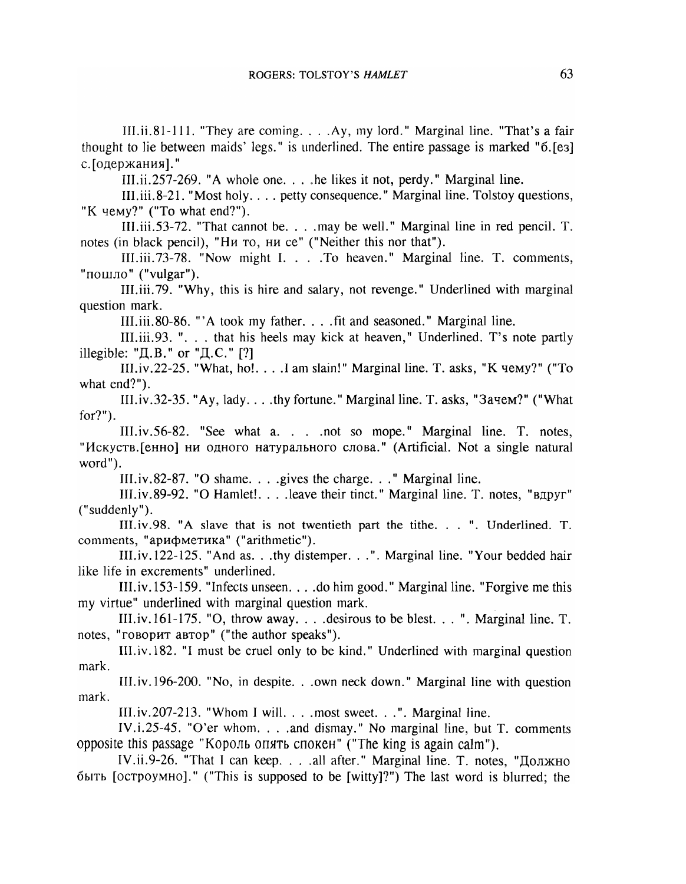III.ii.81-111. "They are coming. . . .Ay, my lord." Marginal line. "That's a fair thought to lie between maids' legs." is underlined. The entire passage is marked "б.[ез] с.[одержания]."

III.ii.257-269. "A whole one. . . .he likes it not, perdy." Marginal line.

III.iii.8-21. "Most holy. . . . petty consequence." Marginal line. Tolstoy questions, "К чему?" ("To what end?").

III.iii.53-72. "That cannot be. . . .may be well." Marginal line in red pencil. T. notes (in black pencil), "Ни то, ни се" ("Neither this nor that").

III.iii.73-78. "Now might I. . . .To heaven." Marginal line. T. comments, "пошло" ("vulgar").

III.iii.79. "Why, this is hire and salary, not revenge." Underlined with marginal question mark.

III.iii.80-86. "'A took my father. . . .fit and seasoned." Marginal line.

III.iii.93. ". . . that his heels may kick at heaven," Underlined. T's note partly illegible: "Д.В." or "Д.С." [?]

III.iv.22-25. "What, ho!. . . .I am slain!" Marginal line. T. asks, "К чему?" ("To what end?").

III.iv.32-35. "Ay, lady. . . .thy fortune." Marginal line. T. asks, "Зачем?" ("What for?").

III.iv.56-82. "See what a. . . .not so mope." Marginal line. T. notes, "Искуств.[енно] ни одного натурального слова." (Artificial. Not a single natural word").

III.iv.82-87. "O shame. . . .gives the charge. . ." Marginal line.

III.iv.89-92. "O Hamlet!. . . .leave their tinct." Marginal line. T. notes, "вдруг" ("suddenly").

III.iv.98. "A slave that is not twentieth part the tithe. . . ". Underlined. T. comments, "арифметика" ("arithmetic").

III.iv.122-125. "And as. . .thy distemper. . .". Marginal line. "Your bedded hair like life in excrements" underlined.

III.iv.153-159. "Infects unseen. . . .do him good." Marginal line. "Forgive me this my virtue" underlined with marginal question mark.

III.iv.161-175. "O, throw away. . . .desirous to be blest. . . ". Marginal line. T. notes, "говорит автор" ("the author speaks").

III.iv.182. "I must be cruel only to be kind." Underlined with marginal question mark.

III.iv.196-200. "No, in despite. . .own neck down." Marginal line with question mark.

III.iv.207-213. "Whom I will. . . .most sweet. . .". Marginal line.

IV.i.25-45. "O'er whom. . . .and dismay." No marginal line, but T. comments opposite this passage "Король опять спокен" ("The king is again calm").

IV.ii.9-26. "That I can keep. . . .all after." Marginal line. T. notes, "Должно быть [остроумно]." ("This is supposed to be [witty]?") The last word is blurred; the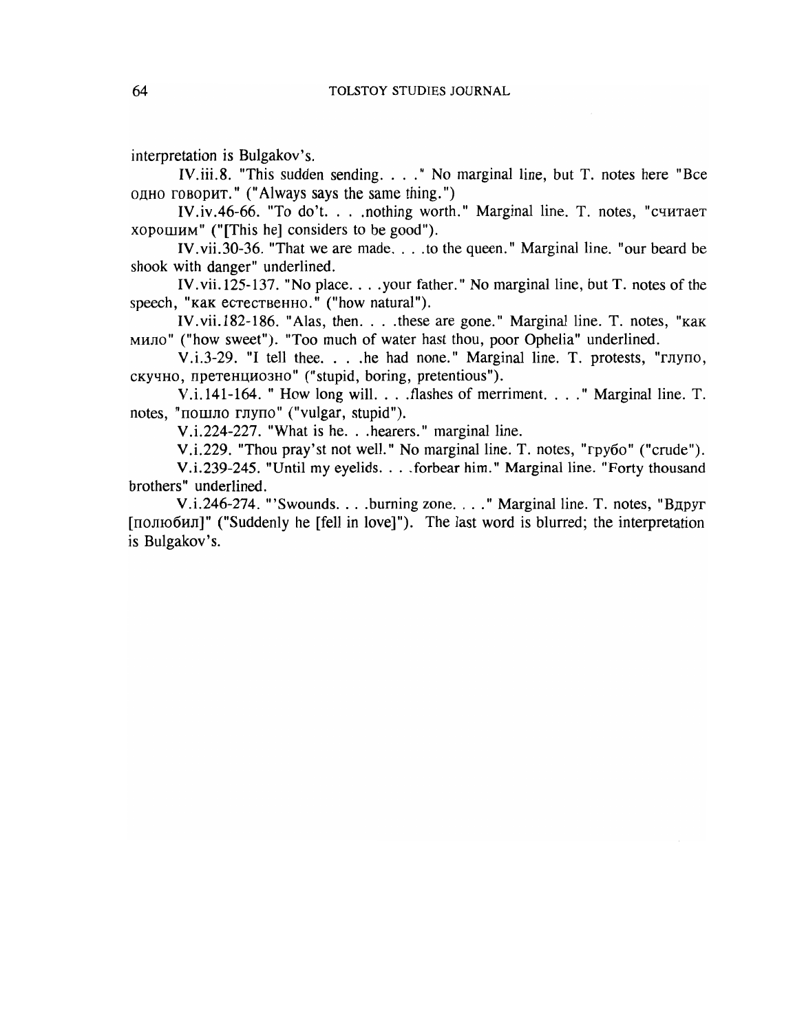interpretation is Bulgakov's.

IV.iii.8. "This sudden sending. . . ." No marginal line, but T. notes here "Все одно говорит." ("Always says the same thing.")

IV.iv.46-66. "To do't. . . .nothing worth." Marginal line. T. notes, "считает хорошим" ("[This he] considers to be good").

IV.vii.30-36. "That we are made. . . .to the queen." Marginal line. "our beard be shook with danger" underlined.

IV.vii.125-137. "No place. . . .your father." No marginal line, but T. notes of the speech, "как естественно." ("how natural").

IV.vii.182-186. "Alas, then. . . .these are gone." Marginal line. T. notes, "как мило" ("how sweet"). "Too much of water hast thou, poor Ophelia" underlined.

V.i.3-29. "I tell thee. . . .he had none." Marginal line. T. protests, "глупо, скучно, претенциозно" ("stupid, boring, pretentious").

V.i.141-164. " How long will. . . .flashes of merriment. . . ." Marginal line. T. notes, "пошло глупо" ("vulgar, stupid").

V.i.224-227. "What is he. . .hearers." marginal line.

V.i.229. "Thou pray'st not well." No marginal line. T. notes, "грубо" ("crude").

V.i.239-245. "Until my eyelids. . . .forbear him." Marginal line. "Forty thousand brothers" underlined.

V.i.246-274. "'Swounds. . . .burning zone. . . ." Marginal line. T. notes, "Вдруг [полюбил]" ("Suddenly he [fell in love]"). The last word is blurred; the interpretation is Bulgakov's.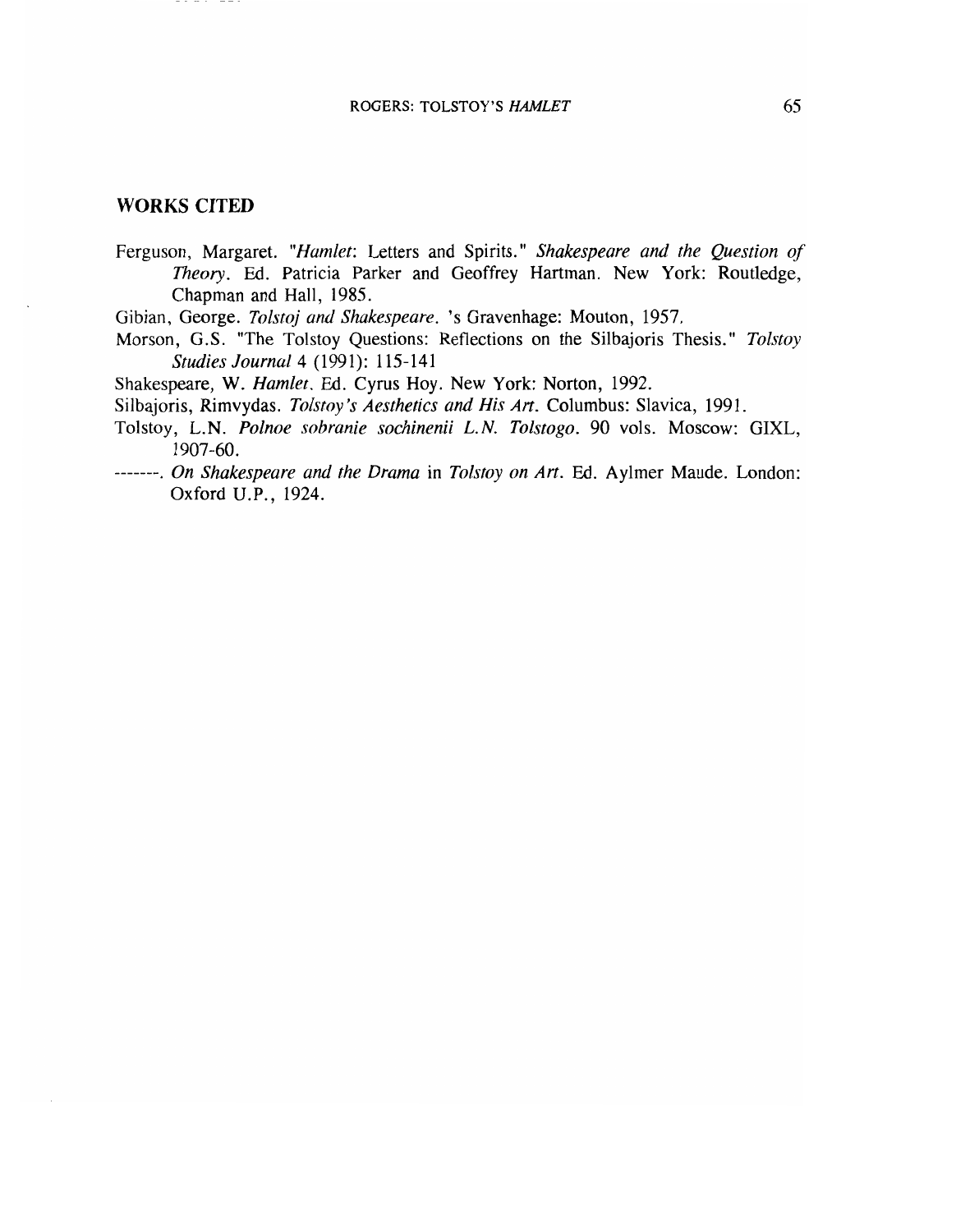## WORKS CITED

Ferguson, Margaret. "*Hamlet*: Letters and Spirits." *Shakespeare and the Question of Theory*. Ed. Patricia Parker and Geoffrey Hartman. New York: Routledge, Chapman and Hall, 1985.

Gibian, George. *Tolstoj and Shakespeare*. 's Gravenhage: Mouton, 1957.

Morson, G.S. "The Tolstoy Questions: Reflections on the Silbajoris Thesis." *Tolstoy Studies Journal* 4 (1991): 115-141

Shakespeare, W. *Hamlet*. Ed. Cyrus Hoy. New York: Norton, 1992.

Silbajoris, Rimvydas. *Tolstoy's Aesthetics and His Art*. Columbus: Slavica, 1991.

Tolstoy, L.N. *Polnoe sobranie sochinenii L.N. Tolstogo*. 90 vols. Moscow: GIXL, 1907-60.

-------. *On Shakespeare and the Drama* in *Tolstoy on Art*. Ed. Aylmer Maude. London: Oxford U.P., 1924.